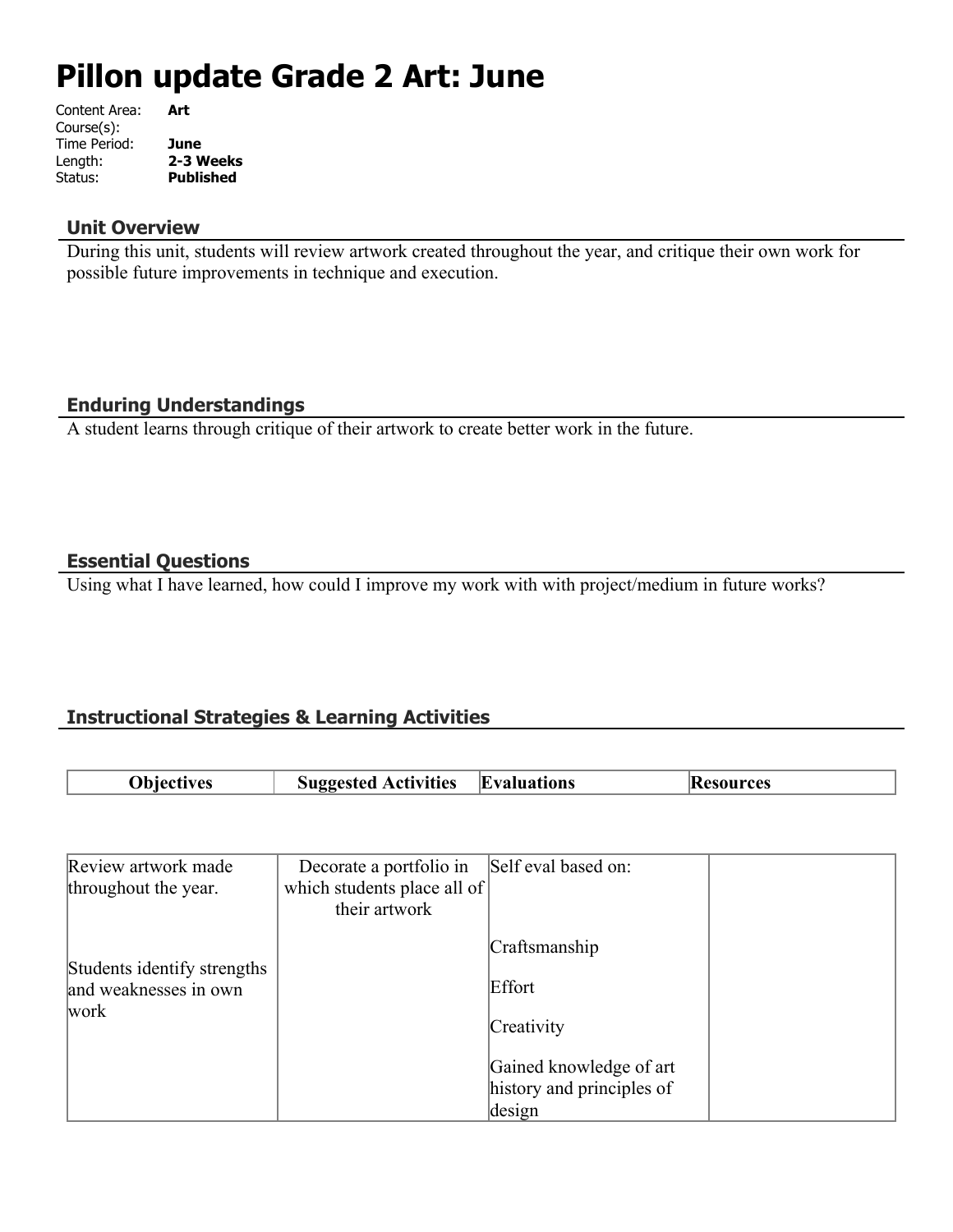# Pillon update Grade 2 Art: June

Content Area: **Art**
Course(s):
Time Period: **June**
Length: **2-3 Weeks**
Status: **Published**

## Unit Overview

During this unit, students will review artwork created throughout the year, and critique their own work for possible future improvements in technique and execution.

## Enduring Understandings

A student learns through critique of their artwork to create better work in the future.

## Essential Questions

Using what I have learned, how could I improve my work with with project/medium in future works?

## Instructional Strategies & Learning Activities

| Objectives | Suggested Activities | Evaluations | Resources |
|---|---|---|---|
| Review artwork made throughout the year.<br><br>Students identify strengths and weaknesses in own work | Decorate a portfolio in which students place all of their artwork | Self eval based on:<br><br>Craftsmanship<br><br>Effort<br><br>Creativity<br><br>Gained knowledge of art history and principles of design | |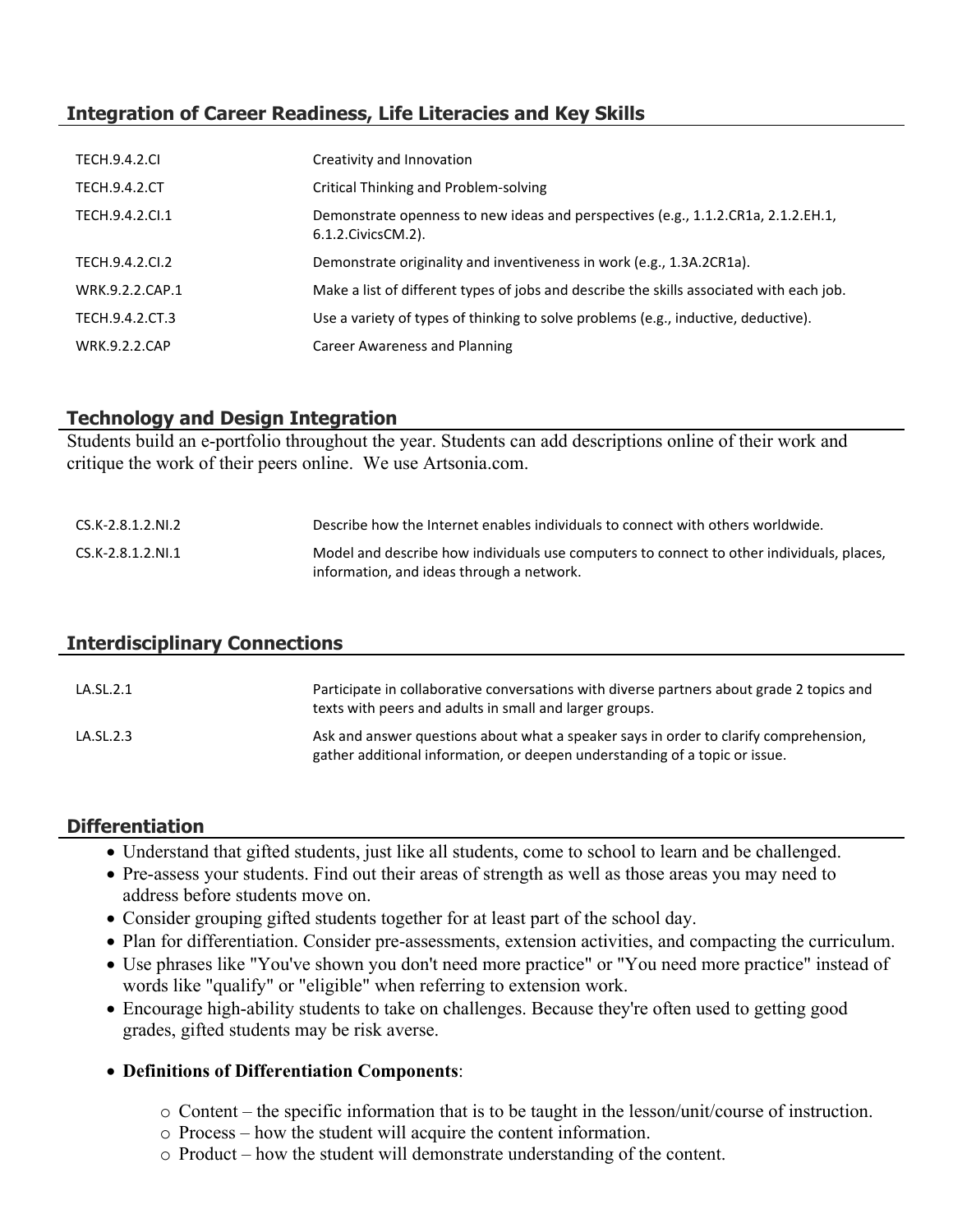## Integration of Career Readiness, Life Literacies and Key Skills

| | |
|---|---|
| TECH.9.4.2.CI | Creativity and Innovation |
| TECH.9.4.2.CT | Critical Thinking and Problem-solving |
| TECH.9.4.2.CI.1 | Demonstrate openness to new ideas and perspectives (e.g., 1.1.2.CR1a, 2.1.2.EH.1, 6.1.2.CivicsCM.2). |
| TECH.9.4.2.CI.2 | Demonstrate originality and inventiveness in work (e.g., 1.3A.2CR1a). |
| WRK.9.2.2.CAP.1 | Make a list of different types of jobs and describe the skills associated with each job. |
| TECH.9.4.2.CT.3 | Use a variety of types of thinking to solve problems (e.g., inductive, deductive). |
| WRK.9.2.2.CAP | Career Awareness and Planning |

## Technology and Design Integration

Students build an e-portfolio throughout the year. Students can add descriptions online of their work and critique the work of their peers online. We use Artsonia.com.

| | |
|---|---|
| CS.K-2.8.1.2.NI.2 | Describe how the Internet enables individuals to connect with others worldwide. |
| CS.K-2.8.1.2.NI.1 | Model and describe how individuals use computers to connect to other individuals, places, information, and ideas through a network. |

## Interdisciplinary Connections

| | |
|---|---|
| LA.SL.2.1 | Participate in collaborative conversations with diverse partners about grade 2 topics and texts with peers and adults in small and larger groups. |
| LA.SL.2.3 | Ask and answer questions about what a speaker says in order to clarify comprehension, gather additional information, or deepen understanding of a topic or issue. |

## Differentiation

- Understand that gifted students, just like all students, come to school to learn and be challenged.
- Pre-assess your students. Find out their areas of strength as well as those areas you may need to address before students move on.
- Consider grouping gifted students together for at least part of the school day.
- Plan for differentiation. Consider pre-assessments, extension activities, and compacting the curriculum.
- Use phrases like "You've shown you don't need more practice" or "You need more practice" instead of words like "qualify" or "eligible" when referring to extension work.
- Encourage high-ability students to take on challenges. Because they're often used to getting good grades, gifted students may be risk averse.
- **Definitions of Differentiation Components**:
  - Content – the specific information that is to be taught in the lesson/unit/course of instruction.
  - Process – how the student will acquire the content information.
  - Product – how the student will demonstrate understanding of the content.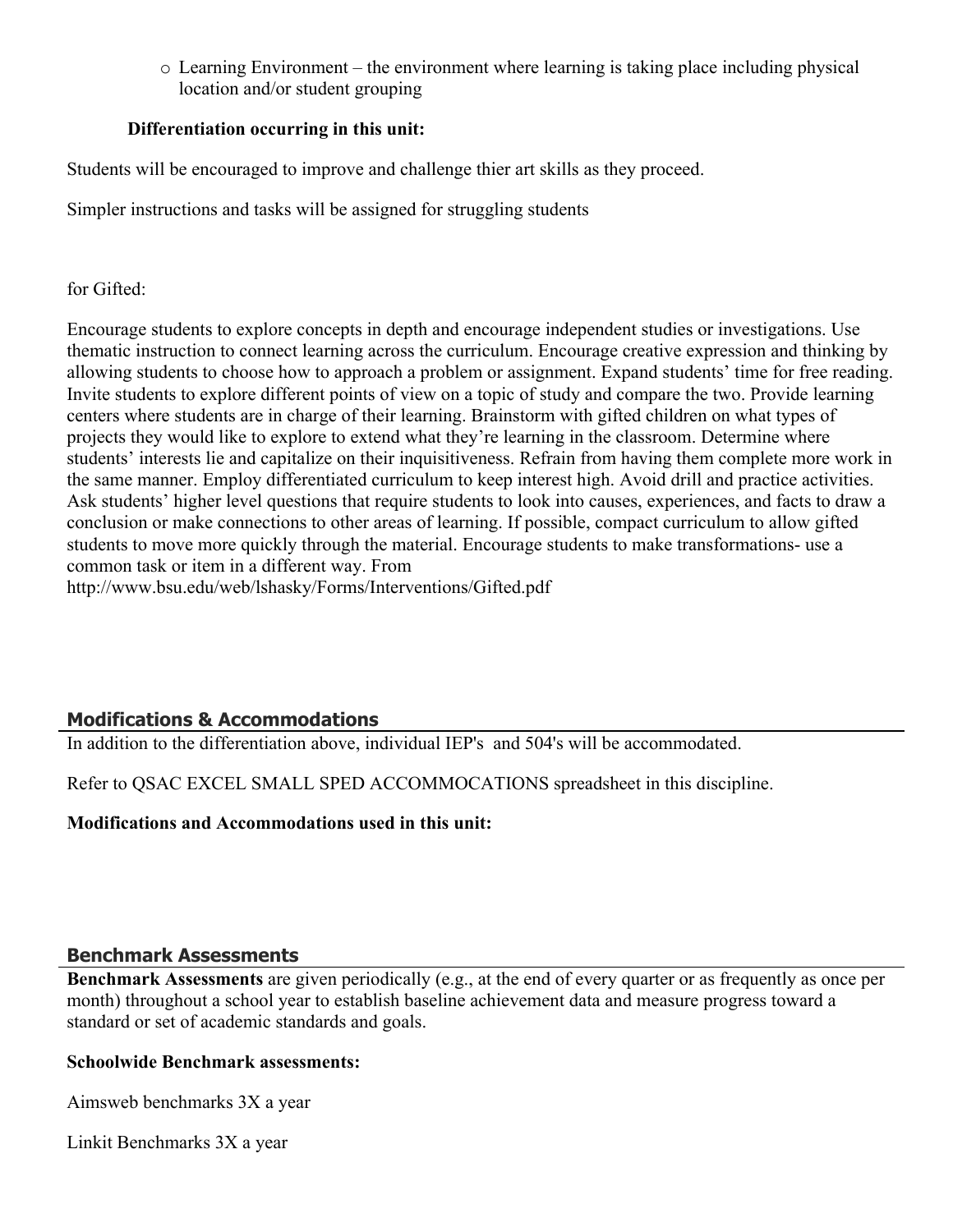- Learning Environment – the environment where learning is taking place including physical location and/or student grouping

**Differentiation occurring in this unit:**

Students will be encouraged to improve and challenge thier art skills as they proceed.

Simpler instructions and tasks will be assigned for struggling students

for Gifted:

Encourage students to explore concepts in depth and encourage independent studies or investigations. Use thematic instruction to connect learning across the curriculum. Encourage creative expression and thinking by allowing students to choose how to approach a problem or assignment. Expand students' time for free reading. Invite students to explore different points of view on a topic of study and compare the two. Provide learning centers where students are in charge of their learning. Brainstorm with gifted children on what types of projects they would like to explore to extend what they're learning in the classroom. Determine where students' interests lie and capitalize on their inquisitiveness. Refrain from having them complete more work in the same manner. Employ differentiated curriculum to keep interest high. Avoid drill and practice activities. Ask students' higher level questions that require students to look into causes, experiences, and facts to draw a conclusion or make connections to other areas of learning. If possible, compact curriculum to allow gifted students to move more quickly through the material. Encourage students to make transformations- use a common task or item in a different way. From http://www.bsu.edu/web/lshasky/Forms/Interventions/Gifted.pdf

## Modifications & Accommodations

In addition to the differentiation above, individual IEP's and 504's will be accommodated.

Refer to QSAC EXCEL SMALL SPED ACCOMMOCATIONS spreadsheet in this discipline.

**Modifications and Accommodations used in this unit:**

## Benchmark Assessments

**Benchmark Assessments** are given periodically (e.g., at the end of every quarter or as frequently as once per month) throughout a school year to establish baseline achievement data and measure progress toward a standard or set of academic standards and goals.

**Schoolwide Benchmark assessments:**

Aimsweb benchmarks 3X a year

Linkit Benchmarks 3X a year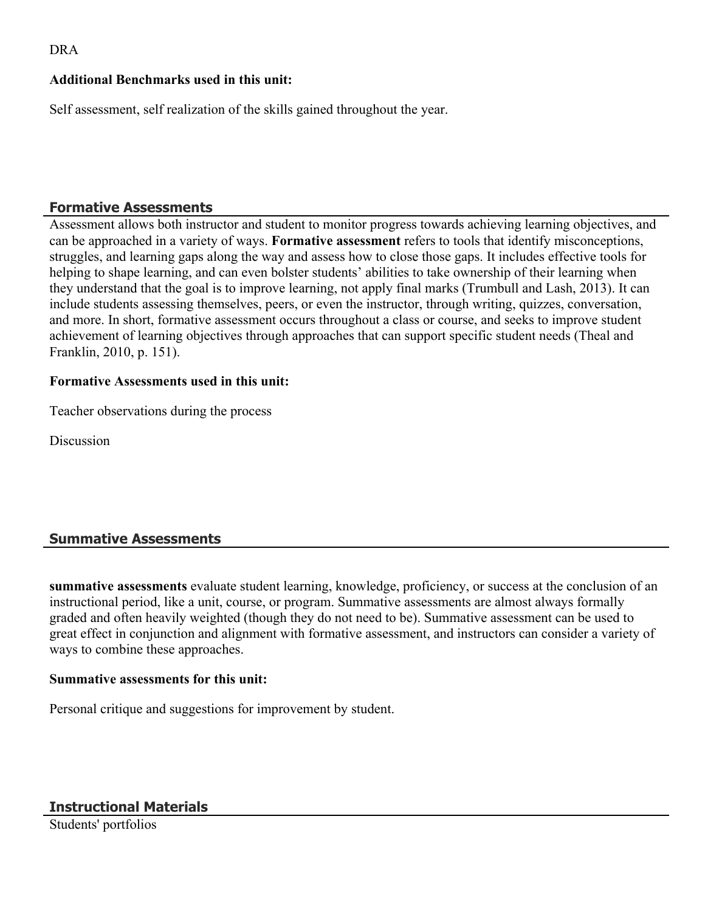DRA

**Additional Benchmarks used in this unit:**

Self assessment, self realization of the skills gained throughout the year.

## Formative Assessments

Assessment allows both instructor and student to monitor progress towards achieving learning objectives, and can be approached in a variety of ways. **Formative assessment** refers to tools that identify misconceptions, struggles, and learning gaps along the way and assess how to close those gaps. It includes effective tools for helping to shape learning, and can even bolster students' abilities to take ownership of their learning when they understand that the goal is to improve learning, not apply final marks (Trumbull and Lash, 2013). It can include students assessing themselves, peers, or even the instructor, through writing, quizzes, conversation, and more. In short, formative assessment occurs throughout a class or course, and seeks to improve student achievement of learning objectives through approaches that can support specific student needs (Theal and Franklin, 2010, p. 151).

**Formative Assessments used in this unit:**

Teacher observations during the process

Discussion

## Summative Assessments

**summative assessments** evaluate student learning, knowledge, proficiency, or success at the conclusion of an instructional period, like a unit, course, or program. Summative assessments are almost always formally graded and often heavily weighted (though they do not need to be). Summative assessment can be used to great effect in conjunction and alignment with formative assessment, and instructors can consider a variety of ways to combine these approaches.

**Summative assessments for this unit:**

Personal critique and suggestions for improvement by student.

## Instructional Materials

Students' portfolios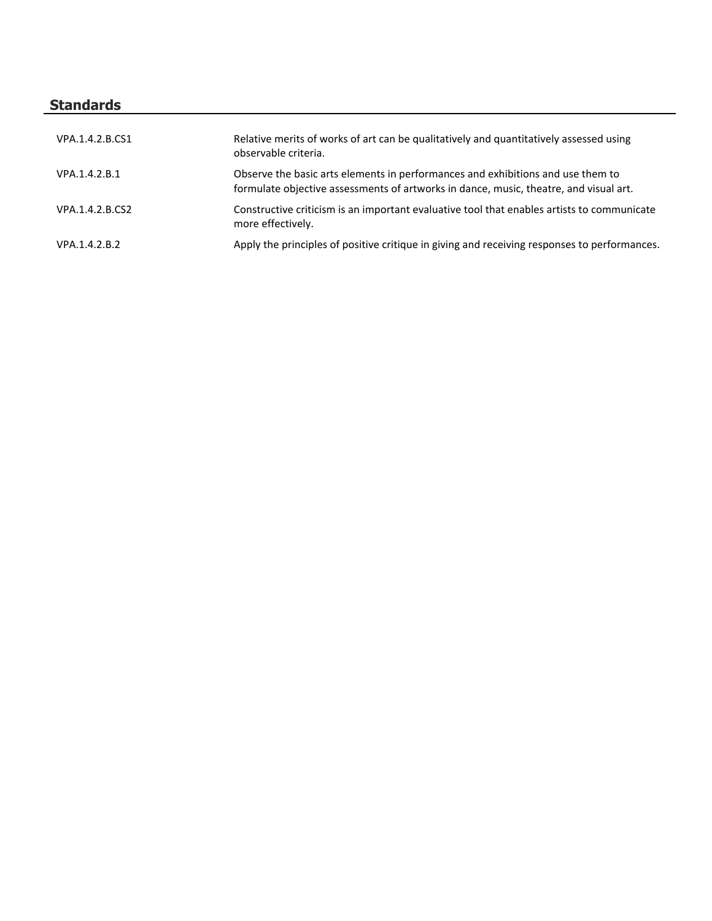## Standards

| | |
|---|---|
| VPA.1.4.2.B.CS1 | Relative merits of works of art can be qualitatively and quantitatively assessed using observable criteria. |
| VPA.1.4.2.B.1 | Observe the basic arts elements in performances and exhibitions and use them to formulate objective assessments of artworks in dance, music, theatre, and visual art. |
| VPA.1.4.2.B.CS2 | Constructive criticism is an important evaluative tool that enables artists to communicate more effectively. |
| VPA.1.4.2.B.2 | Apply the principles of positive critique in giving and receiving responses to performances. |